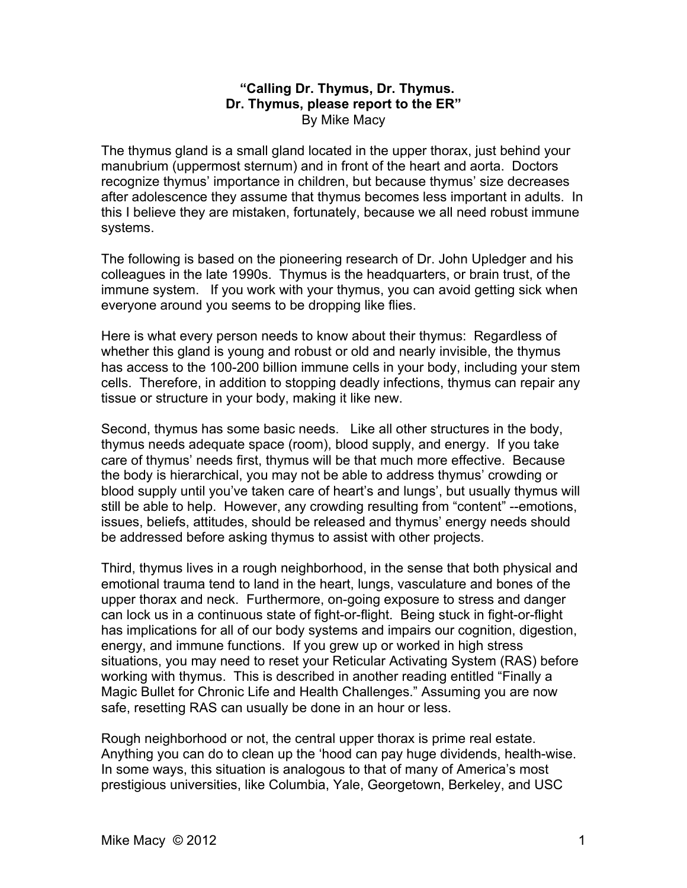# "Calling Dr. Thymus, Dr. Thymus. Dr. Thymus, please report to the ER"

By Mike Macy

The thymus gland is a small gland located in the upper thorax, just behind your manubrium (uppermost sternum) and in front of the heart and aorta. Doctors recognize thymus' importance in children, but because thymus' size decreases after adolescence they assume that thymus becomes less important in adults. In this I believe they are mistaken, fortunately, because we all need robust immune systems.

The following is based on the pioneering research of Dr. John Upledger and his colleagues in the late 1990s. Thymus is the headquarters, or brain trust, of the immune system. If you work with your thymus, you can avoid getting sick when everyone around you seems to be dropping like flies.

Here is what every person needs to know about their thymus: Regardless of whether this gland is young and robust or old and nearly invisible, the thymus has access to the 100-200 billion immune cells in your body, including your stem cells. Therefore, in addition to stopping deadly infections, thymus can repair any tissue or structure in your body, making it like new.

Second, thymus has some basic needs. Like all other structures in the body, thymus needs adequate space (room), blood supply, and energy. If you take care of thymus' needs first, thymus will be that much more effective. Because the body is hierarchical, you may not be able to address thymus' crowding or blood supply until you've taken care of heart's and lungs', but usually thymus will still be able to help. However, any crowding resulting from "content" --emotions, issues, beliefs, attitudes, should be released and thymus' energy needs should be addressed before asking thymus to assist with other projects.

Third, thymus lives in a rough neighborhood, in the sense that both physical and emotional trauma tend to land in the heart, lungs, vasculature and bones of the upper thorax and neck. Furthermore, on-going exposure to stress and danger can lock us in a continuous state of fight-or-flight. Being stuck in fight-or-flight has implications for all of our body systems and impairs our cognition, digestion, energy, and immune functions. If you grew up or worked in high stress situations, you may need to reset your Reticular Activating System (RAS) before working with thymus. This is described in another reading entitled "Finally a Magic Bullet for Chronic Life and Health Challenges." Assuming you are now safe, resetting RAS can usually be done in an hour or less.

Rough neighborhood or not, the central upper thorax is prime real estate. Anything you can do to clean up the 'hood can pay huge dividends, health-wise. In some ways, this situation is analogous to that of many of America's most prestigious universities, like Columbia, Yale, Georgetown, Berkeley, and USC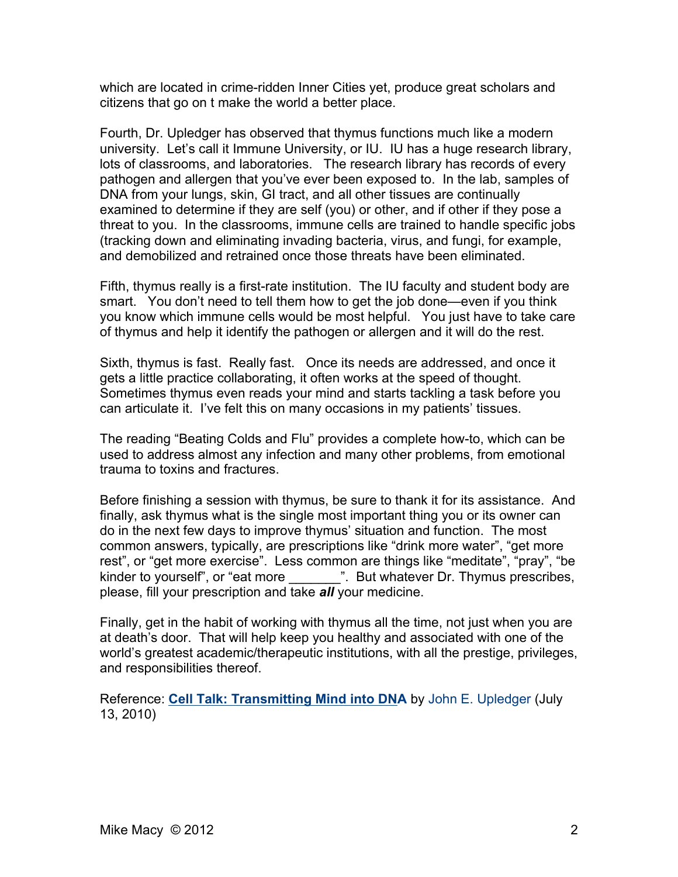which are located in crime-ridden Inner Cities yet, produce great scholars and citizens that go on t make the world a better place.

Fourth, Dr. Upledger has observed that thymus functions much like a modern university. Let's call it Immune University, or IU. IU has a huge research library, lots of classrooms, and laboratories. The research library has records of every pathogen and allergen that you've ever been exposed to. In the lab, samples of DNA from your lungs, skin, GI tract, and all other tissues are continually examined to determine if they are self (you) or other, and if other if they pose a threat to you. In the classrooms, immune cells are trained to handle specific jobs (tracking down and eliminating invading bacteria, virus, and fungi, for example, and demobilized and retrained once those threats have been eliminated.

Fifth, thymus really is a first-rate institution. The IU faculty and student body are smart. You don't need to tell them how to get the job done—even if you think you know which immune cells would be most helpful. You just have to take care of thymus and help it identify the pathogen or allergen and it will do the rest.

Sixth, thymus is fast. Really fast. Once its needs are addressed, and once it gets a little practice collaborating, it often works at the speed of thought. Sometimes thymus even reads your mind and starts tackling a task before you can articulate it. I've felt this on many occasions in my patients' tissues.

The reading "Beating Colds and Flu" provides a complete how-to, which can be used to address almost any infection and many other problems, from emotional trauma to toxins and fractures.

Before finishing a session with thymus, be sure to thank it for its assistance. And finally, ask thymus what is the single most important thing you or its owner can do in the next few days to improve thymus' situation and function. The most common answers, typically, are prescriptions like "drink more water", "get more rest", or "get more exercise". Less common are things like "meditate", "pray", "be kinder to yourself", or "eat more _______". But whatever Dr. Thymus prescribes, please, fill your prescription and take ***all*** your medicine.

Finally, get in the habit of working with thymus all the time, not just when you are at death's door. That will help keep you healthy and associated with one of the world's greatest academic/therapeutic institutions, with all the prestige, privileges, and responsibilities thereof.

Reference: **Cell Talk: Transmitting Mind into DNA** by John E. Upledger (July 13, 2010)

Mike Macy © 2012